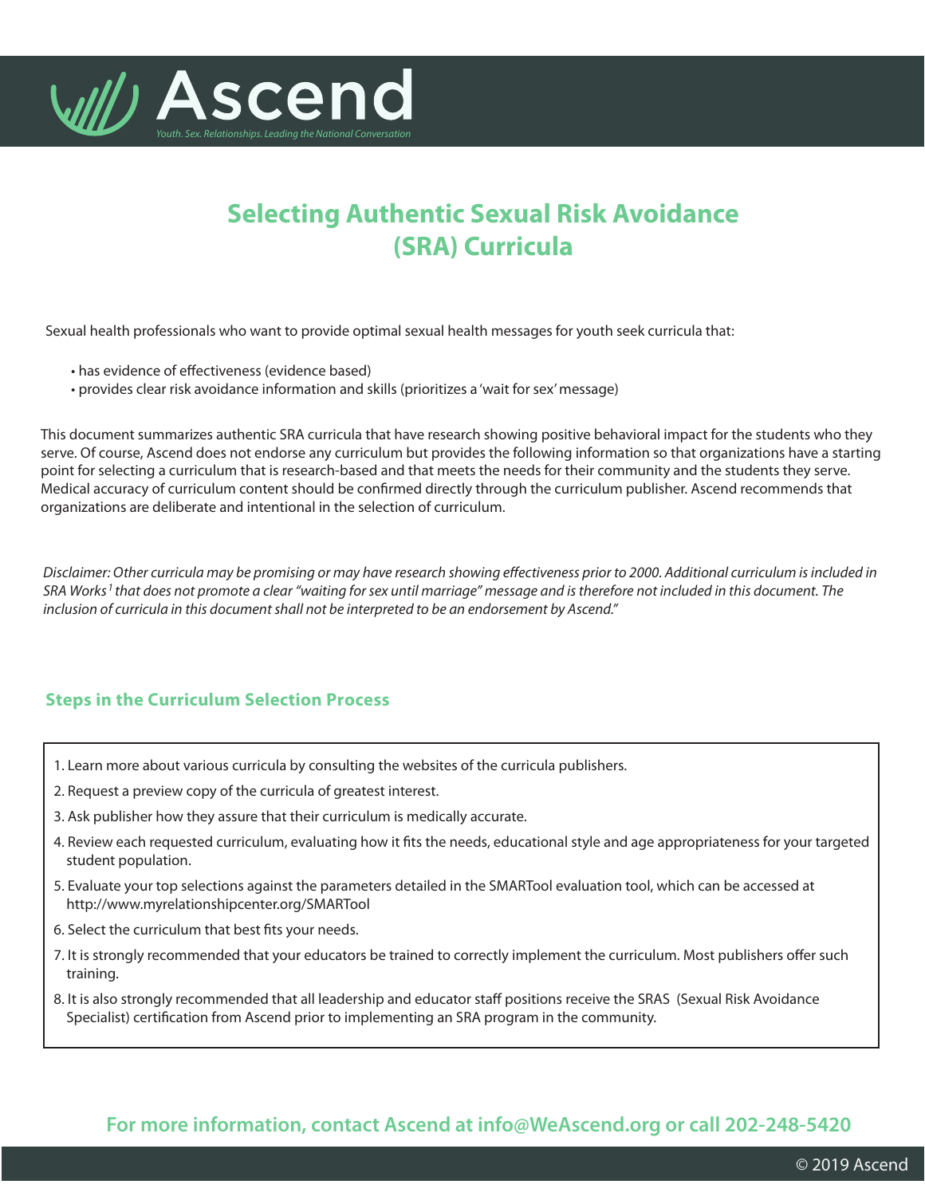# Ascend

*Youth. Sex. Relationships. Leading the National Conversation*

## Selecting Authentic Sexual Risk Avoidance (SRA) Curricula

Sexual health professionals who want to provide optimal sexual health messages for youth seek curricula that:

- has evidence of effectiveness (evidence based)
- provides clear risk avoidance information and skills (prioritizes a 'wait for sex' message)

This document summarizes authentic SRA curricula that have research showing positive behavioral impact for the students who they serve. Of course, Ascend does not endorse any curriculum but provides the following information so that organizations have a starting point for selecting a curriculum that is research-based and that meets the needs for their community and the students they serve. Medical accuracy of curriculum content should be confirmed directly through the curriculum publisher. Ascend recommends that organizations are deliberate and intentional in the selection of curriculum.

*Disclaimer: Other curricula may be promising or may have research showing effectiveness prior to 2000. Additional curriculum is included in SRA Works[1] that does not promote a clear "waiting for sex until marriage" message and is therefore not included in this document. The inclusion of curricula in this document shall not be interpreted to be an endorsement by Ascend."*

### Steps in the Curriculum Selection Process

1. Learn more about various curricula by consulting the websites of the curricula publishers.
2. Request a preview copy of the curricula of greatest interest.
3. Ask publisher how they assure that their curriculum is medically accurate.
4. Review each requested curriculum, evaluating how it fits the needs, educational style and age appropriateness for your targeted student population.
5. Evaluate your top selections against the parameters detailed in the SMARTool evaluation tool, which can be accessed at http://www.myrelationshipcenter.org/SMARTool
6. Select the curriculum that best fits your needs.
7. It is strongly recommended that your educators be trained to correctly implement the curriculum. Most publishers offer such training.
8. It is also strongly recommended that all leadership and educator staff positions receive the SRAS (Sexual Risk Avoidance Specialist) certification from Ascend prior to implementing an SRA program in the community.

**For more information, contact Ascend at info@WeAscend.org or call 202-248-5420**

© 2019 Ascend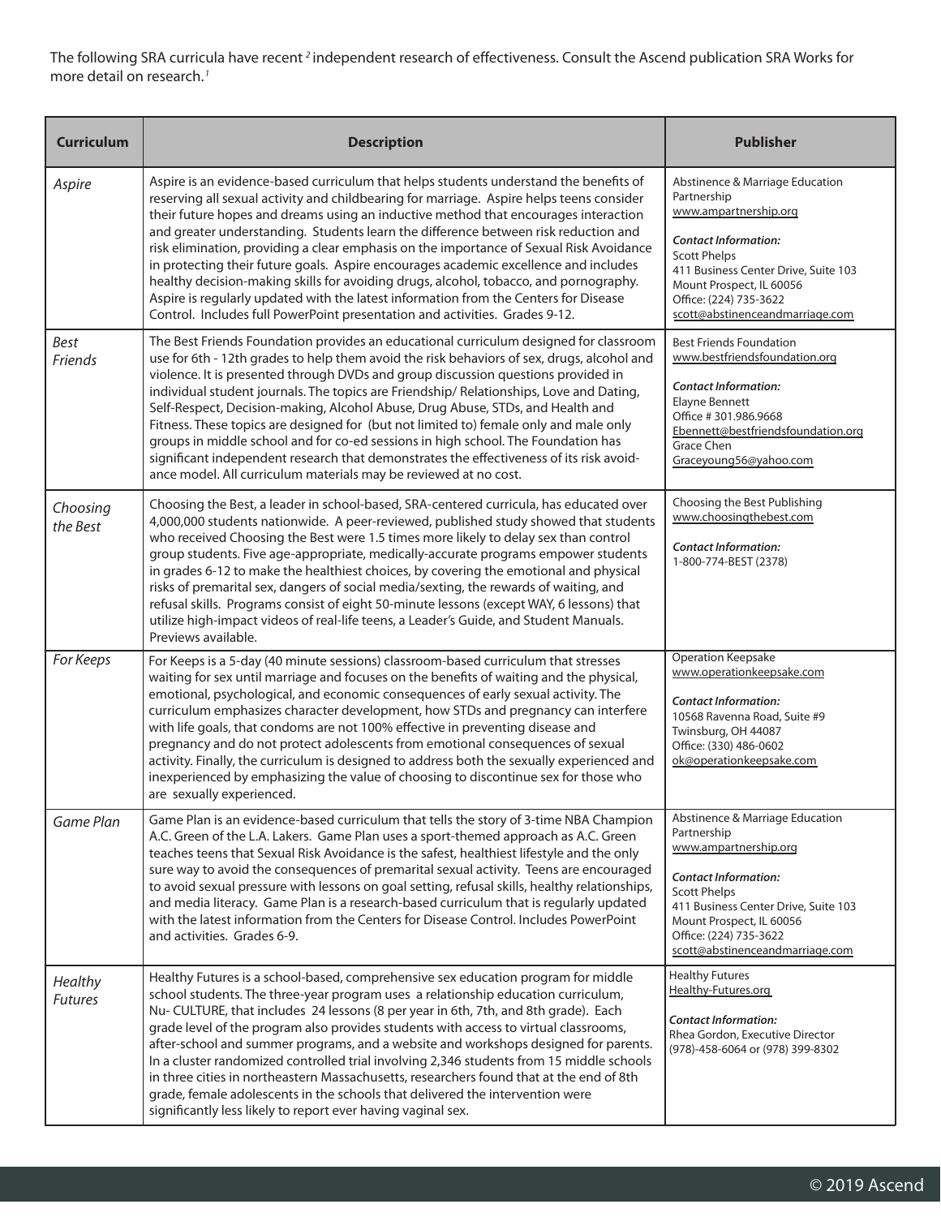The following SRA curricula have recent [2] independent research of effectiveness. Consult the Ascend publication SRA Works for more detail on research.[1]

| Curriculum | Description | Publisher |
|---|---|---|
| *Aspire* | Aspire is an evidence-based curriculum that helps students understand the benefits of reserving all sexual activity and childbearing for marriage. Aspire helps teens consider their future hopes and dreams using an inductive method that encourages interaction and greater understanding. Students learn the difference between risk reduction and risk elimination, providing a clear emphasis on the importance of Sexual Risk Avoidance in protecting their future goals. Aspire encourages academic excellence and includes healthy decision-making skills for avoiding drugs, alcohol, tobacco, and pornography. Aspire is regularly updated with the latest information from the Centers for Disease Control. Includes full PowerPoint presentation and activities. Grades 9-12. | Abstinence & Marriage Education Partnership<br>www.ampartnership.org<br><br>***Contact Information:***<br>Scott Phelps<br>411 Business Center Drive, Suite 103<br>Mount Prospect, IL 60056<br>Office: (224) 735-3622<br>scott@abstinenceandmarriage.com |
| *Best Friends* | The Best Friends Foundation provides an educational curriculum designed for classroom use for 6th - 12th grades to help them avoid the risk behaviors of sex, drugs, alcohol and violence. It is presented through DVDs and group discussion questions provided in individual student journals. The topics are Friendship/ Relationships, Love and Dating, Self-Respect, Decision-making, Alcohol Abuse, Drug Abuse, STDs, and Health and Fitness. These topics are designed for (but not limited to) female only and male only groups in middle school and for co-ed sessions in high school. The Foundation has significant independent research that demonstrates the effectiveness of its risk avoidance model. All curriculum materials may be reviewed at no cost. | Best Friends Foundation<br>www.bestfriendsfoundation.org<br><br>***Contact Information:***<br>Elayne Bennett<br>Office # 301.986.9668<br>Ebennett@bestfriendsfoundation.org<br>Grace Chen<br>Graceyoung56@yahoo.com |
| *Choosing the Best* | Choosing the Best, a leader in school-based, SRA-centered curricula, has educated over 4,000,000 students nationwide. A peer-reviewed, published study showed that students who received Choosing the Best were 1.5 times more likely to delay sex than control group students. Five age-appropriate, medically-accurate programs empower students in grades 6-12 to make the healthiest choices, by covering the emotional and physical risks of premarital sex, dangers of social media/sexting, the rewards of waiting, and refusal skills. Programs consist of eight 50-minute lessons (except WAY, 6 lessons) that utilize high-impact videos of real-life teens, a Leader's Guide, and Student Manuals. Previews available. | Choosing the Best Publishing<br>www.choosingthebest.com<br><br>***Contact Information:***<br>1-800-774-BEST (2378) |
| *For Keeps* | For Keeps is a 5-day (40 minute sessions) classroom-based curriculum that stresses waiting for sex until marriage and focuses on the benefits of waiting and the physical, emotional, psychological, and economic consequences of early sexual activity. The curriculum emphasizes character development, how STDs and pregnancy can interfere with life goals, that condoms are not 100% effective in preventing disease and pregnancy and do not protect adolescents from emotional consequences of sexual activity. Finally, the curriculum is designed to address both the sexually experienced and inexperienced by emphasizing the value of choosing to discontinue sex for those who are sexually experienced. | Operation Keepsake<br>www.operationkeepsake.com<br><br>***Contact Information:***<br>10568 Ravenna Road, Suite #9<br>Twinsburg, OH 44087<br>Office: (330) 486-0602<br>ok@operationkeepsake.com |
| *Game Plan* | Game Plan is an evidence-based curriculum that tells the story of 3-time NBA Champion A.C. Green of the L.A. Lakers. Game Plan uses a sport-themed approach as A.C. Green teaches teens that Sexual Risk Avoidance is the safest, healthiest lifestyle and the only sure way to avoid the consequences of premarital sexual activity. Teens are encouraged to avoid sexual pressure with lessons on goal setting, refusal skills, healthy relationships, and media literacy. Game Plan is a research-based curriculum that is regularly updated with the latest information from the Centers for Disease Control. Includes PowerPoint and activities. Grades 6-9. | Abstinence & Marriage Education Partnership<br>www.ampartnership.org<br><br>***Contact Information:***<br>Scott Phelps<br>411 Business Center Drive, Suite 103<br>Mount Prospect, IL 60056<br>Office: (224) 735-3622<br>scott@abstinenceandmarriage.com |
| *Healthy Futures* | Healthy Futures is a school-based, comprehensive sex education program for middle school students. The three-year program uses a relationship education curriculum, Nu- CULTURE, that includes 24 lessons (8 per year in 6th, 7th, and 8th grade). Each grade level of the program also provides students with access to virtual classrooms, after-school and summer programs, and a website and workshops designed for parents. In a cluster randomized controlled trial involving 2,346 students from 15 middle schools in three cities in northeastern Massachusetts, researchers found that at the end of 8th grade, female adolescents in the schools that delivered the intervention were significantly less likely to report ever having vaginal sex. | Healthy Futures<br>Healthy-Futures.org<br><br>***Contact Information:***<br>Rhea Gordon, Executive Director<br>(978)-458-6064 or (978) 399-8302 |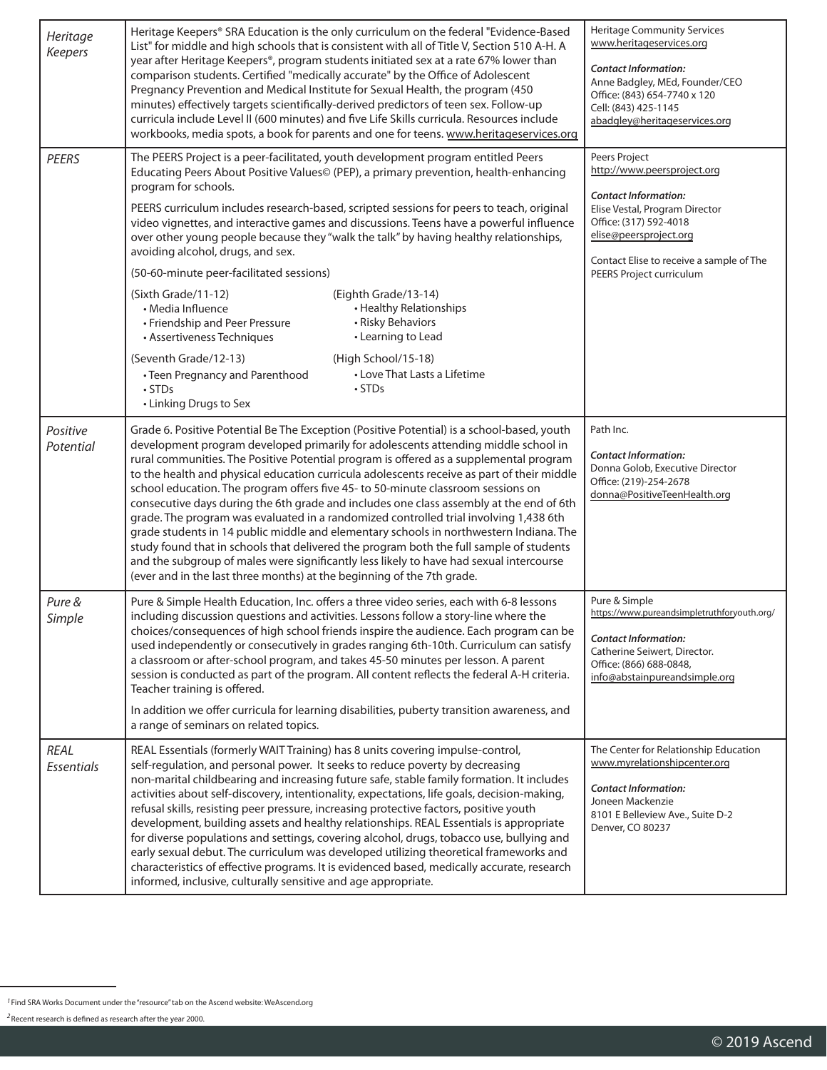| | | |
|---|---|---|
| *Heritage Keepers* | Heritage Keepers® SRA Education is the only curriculum on the federal "Evidence-Based List" for middle and high schools that is consistent with all of Title V, Section 510 A-H. A year after Heritage Keepers®, program students initiated sex at a rate 67% lower than comparison students. Certified "medically accurate" by the Office of Adolescent Pregnancy Prevention and Medical Institute for Sexual Health, the program (450 minutes) effectively targets scientifically-derived predictors of teen sex. Follow-up curricula include Level II (600 minutes) and five Life Skills curricula. Resources include workbooks, media spots, a book for parents and one for teens. www.heritageservices.org | Heritage Community Services<br>www.heritageservices.org<br><br>***Contact Information:***<br>Anne Badgley, MEd, Founder/CEO<br>Office: (843) 654-7740 x 120<br>Cell: (843) 425-1145<br>abadgley@heritageservices.org |
| *PEERS* | The PEERS Project is a peer-facilitated, youth development program entitled Peers Educating Peers About Positive Values© (PEP), a primary prevention, health-enhancing program for schools.<br><br>PEERS curriculum includes research-based, scripted sessions for peers to teach, original video vignettes, and interactive games and discussions. Teens have a powerful influence over other young people because they "walk the talk" by having healthy relationships, avoiding alcohol, drugs, and sex.<br><br>(50-60-minute peer-facilitated sessions)<br><br>(Sixth Grade/11-12)<br>• Media Influence<br>• Friendship and Peer Pressure<br>• Assertiveness Techniques<br><br>(Seventh Grade/12-13)<br>• Teen Pregnancy and Parenthood<br>• STDs<br>• Linking Drugs to Sex<br><br>(Eighth Grade/13-14)<br>• Healthy Relationships<br>• Risky Behaviors<br>• Learning to Lead<br><br>(High School/15-18)<br>• Love That Lasts a Lifetime<br>• STDs | Peers Project<br>http://www.peersproject.org<br><br>***Contact Information:***<br>Elise Vestal, Program Director<br>Office: (317) 592-4018<br>elise@peersproject.org<br><br>Contact Elise to receive a sample of The PEERS Project curriculum |
| *Positive Potential* | Grade 6. Positive Potential Be The Exception (Positive Potential) is a school-based, youth development program developed primarily for adolescents attending middle school in rural communities. The Positive Potential program is offered as a supplemental program to the health and physical education curricula adolescents receive as part of their middle school education. The program offers five 45- to 50-minute classroom sessions on consecutive days during the 6th grade and includes one class assembly at the end of 6th grade. The program was evaluated in a randomized controlled trial involving 1,438 6th grade students in 14 public middle and elementary schools in northwestern Indiana. The study found that in schools that delivered the program both the full sample of students and the subgroup of males were significantly less likely to have had sexual intercourse (ever and in the last three months) at the beginning of the 7th grade. | Path Inc.<br><br>***Contact Information:***<br>Donna Golob, Executive Director<br>Office: (219)-254-2678<br>donna@PositiveTeenHealth.org |
| *Pure & Simple* | Pure & Simple Health Education, Inc. offers a three video series, each with 6-8 lessons including discussion questions and activities. Lessons follow a story-line where the choices/consequences of high school friends inspire the audience. Each program can be used independently or consecutively in grades ranging 6th-10th. Curriculum can satisfy a classroom or after-school program, and takes 45-50 minutes per lesson. A parent session is conducted as part of the program. All content reflects the federal A-H criteria. Teacher training is offered.<br><br>In addition we offer curricula for learning disabilities, puberty transition awareness, and a range of seminars on related topics. | Pure & Simple<br>https://www.pureandsimpletruthforyouth.org/<br><br>***Contact Information:***<br>Catherine Seiwert, Director.<br>Office: (866) 688-0848,<br>info@abstainpureandsimple.org |
| *REAL Essentials* | REAL Essentials (formerly WAIT Training) has 8 units covering impulse-control, self-regulation, and personal power. It seeks to reduce poverty by decreasing non-marital childbearing and increasing future safe, stable family formation. It includes activities about self-discovery, intentionality, expectations, life goals, decision-making, refusal skills, resisting peer pressure, increasing protective factors, positive youth development, building assets and healthy relationships. REAL Essentials is appropriate for diverse populations and settings, covering alcohol, drugs, tobacco use, bullying and early sexual debut. The curriculum was developed utilizing theoretical frameworks and characteristics of effective programs. It is evidenced based, medically accurate, research informed, inclusive, culturally sensitive and age appropriate. | The Center for Relationship Education<br>www.myrelationshipcenter.org<br><br>***Contact Information:***<br>Joneen Mackenzie<br>8101 E Belleview Ave., Suite D-2<br>Denver, CO 80237 |

[1] Find SRA Works Document under the "resource" tab on the Ascend website: WeAscend.org

[2] Recent research is defined as research after the year 2000.

© 2019 Ascend